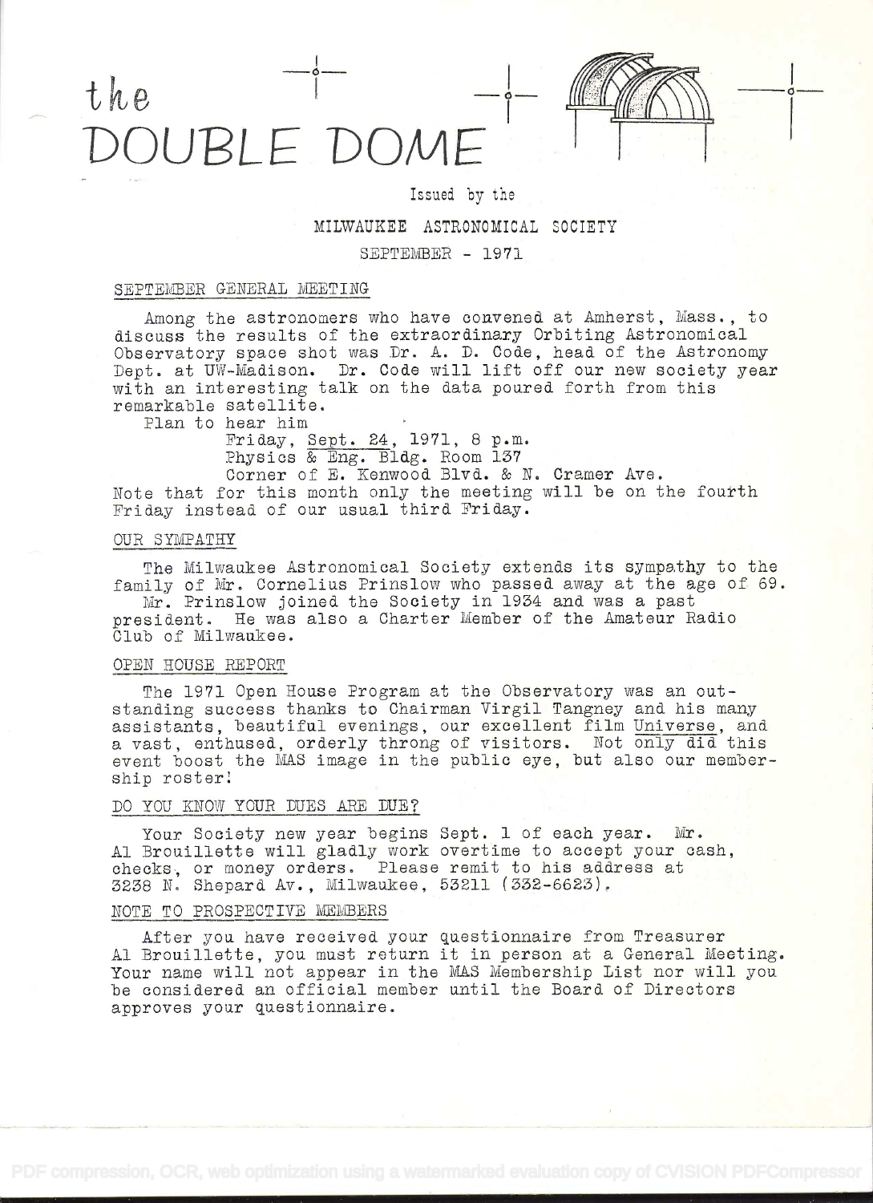# the DOUBLE DOME

Issued by the

MILWAUKEE ASTRONOMICAL SOCIETY

SEPTEMBER - 1971

## SEPTEMBER GENERAL MEETING

Among the astronomers who have convened at Amherst, Mass., to discuss the results of the extraordinary Orbiting Astronomical Observatory space shot was Dr. A. D. Code, head of the Astronomy Dept. at UW-Madison. Dr. Code will lift off our new society year with an interesting talk on the data poured forth from this remarkable satellite.

Plan to hear him

Friday, Sept. 24, 1971, 8 p.m.
Physics & Eng. Bldg. Room 137
Corner of E. Kenwood Blvd. & N. Cramer Ave.

Note that for this month only the meeting will be on the fourth Friday instead of our usual third Friday.

## OUR SYMPATHY

The Milwaukee Astronomical Society extends its sympathy to the family of Mr. Cornelius Prinslow who passed away at the age of 69.

Mr. Prinslow joined the Society in 1934 and was a past president. He was also a Charter Member of the Amateur Radio Club of Milwaukee.

## OPEN HOUSE REPORT

The 1971 Open House Program at the Observatory was an outstanding success thanks to Chairman Virgil Tangney and his many assistants, beautiful evenings, our excellent film Universe, and a vast, enthused, orderly throng of visitors. Not only did this event boost the MAS image in the public eye, but also our membership roster!

## DO YOU KNOW YOUR DUES ARE DUE?

Your Society new year begins Sept. 1 of each year. Mr. Al Brouillette will gladly work overtime to accept your cash, checks, or money orders. Please remit to his address at 3238 N. Shepard Av., Milwaukee, 53211 (332-6623).

## NOTE TO PROSPECTIVE MEMBERS

After you have received your questionnaire from Treasurer Al Brouillette, you must return it in person at a General Meeting. Your name will not appear in the MAS Membership List nor will you be considered an official member until the Board of Directors approves your questionnaire.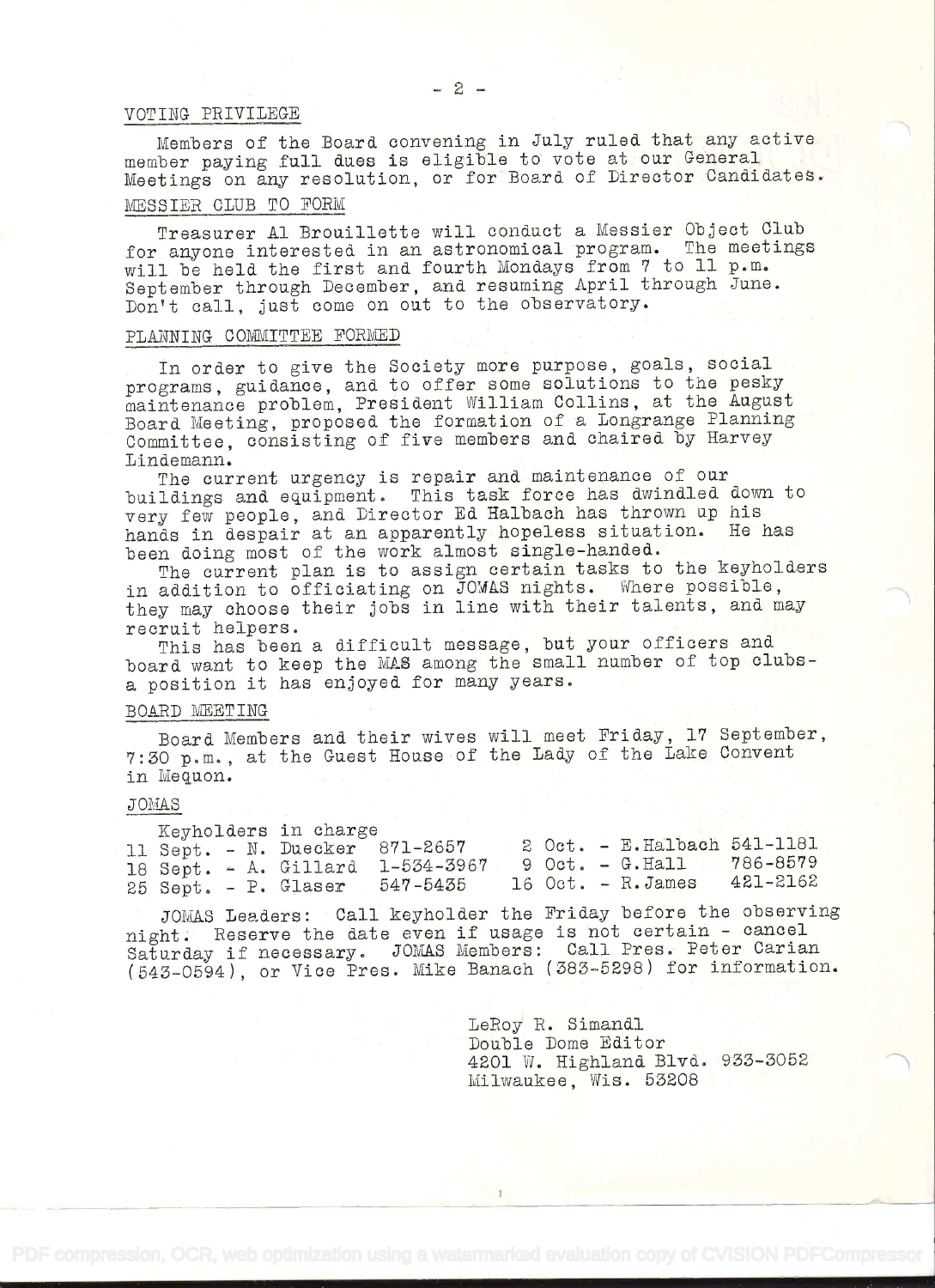## VOTING PRIVILEGE

Members of the Board convening in July ruled that any active member paying full dues is eligible to vote at our General Meetings on any resolution, or for Board of Director Candidates.

## MESSIER CLUB TO FORM

Treasurer Al Brouillette will conduct a Messier Object Club for anyone interested in an astronomical program. The meetings will be held the first and fourth Mondays from 7 to 11 p.m. September through December, and resuming April through June. Don't call, just come on out to the observatory.

## PLANNING COMMITTEE FORMED

In order to give the Society more purpose, goals, social programs, guidance, and to offer some solutions to the pesky maintenance problem, President William Collins, at the August Board Meeting, proposed the formation of a Longrange Planning Committee, consisting of five members and chaired by Harvey Lindemann.

The current urgency is repair and maintenance of our buildings and equipment. This task force has dwindled down to very few people, and Director Ed Halbach has thrown up his hands in despair at an apparently hopeless situation. He has been doing most of the work almost single-handed.

The current plan is to assign certain tasks to the keyholders in addition to officiating on JOMAS nights. Where possible, they may choose their jobs in line with their talents, and may recruit helpers.

This has been a difficult message, but your officers and board want to keep the MAS among the small number of top clubs-a position it has enjoyed for many years.

## BOARD MEETING

Board Members and their wives will meet Friday, 17 September, 7:30 p.m., at the Guest House of the Lady of the Lake Convent in Mequon.

## JOMAS

Keyholders in charge

| | | | | | |
|---|---|---|---|---|---|
| 11 Sept. | N. Duecker | 871-2657 | 2 Oct. | E. Halbach | 541-1181 |
| 18 Sept. | A. Gillard | 1-534-3967 | 9 Oct. | G. Hall | 786-8579 |
| 25 Sept. | P. Glaser | 547-5435 | 16 Oct. | R. James | 421-2162 |

JOMAS Leaders: Call keyholder the Friday before the observing night. Reserve the date even if usage is not certain - cancel Saturday if necessary. JOMAS Members: Call Pres. Peter Carian (543-0594), or Vice Pres. Mike Banach (383-5298) for information.

LeRoy R. Simandl
Double Dome Editor
4201 W. Highland Blvd. 933-3052
Milwaukee, Wis. 53208